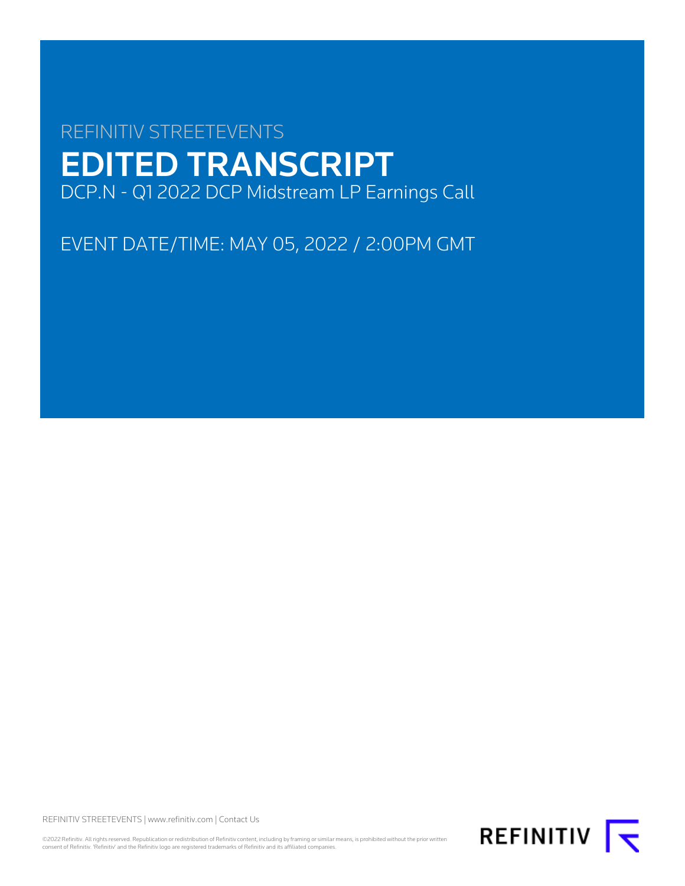REFINITIV STREETEVENTS

# EDITED TRANSCRIPT

DCP.N - Q1 2022 DCP Midstream LP Earnings Call

EVENT DATE/TIME: MAY 05, 2022 / 2:00PM GMT

REFINITIV STREETEVENTS | www.refinitiv.com | Contact Us

©2022 Refinitiv. All rights reserved. Republication or redistribution of Refinitiv content, including by framing or similar means, is prohibited without the prior written consent of Refinitiv. 'Refinitiv' and the Refinitiv logo are registered trademarks of Refinitiv and its affiliated companies.

REFINITIV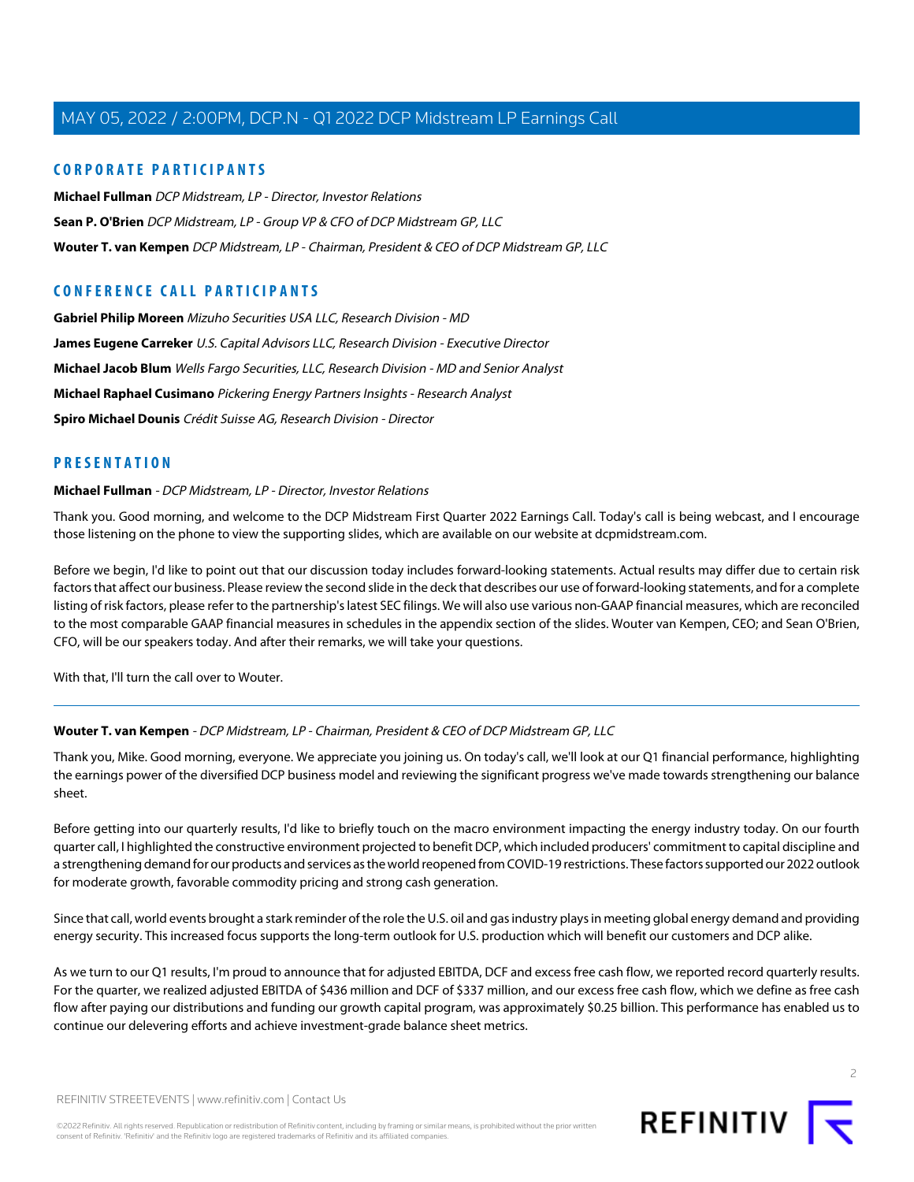## CORPORATE PARTICIPANTS

**Michael Fullman** *DCP Midstream, LP - Director, Investor Relations*

**Sean P. O'Brien** *DCP Midstream, LP - Group VP & CFO of DCP Midstream GP, LLC*

**Wouter T. van Kempen** *DCP Midstream, LP - Chairman, President & CEO of DCP Midstream GP, LLC*

## CONFERENCE CALL PARTICIPANTS

**Gabriel Philip Moreen** *Mizuho Securities USA LLC, Research Division - MD*

**James Eugene Carreker** *U.S. Capital Advisors LLC, Research Division - Executive Director*

**Michael Jacob Blum** *Wells Fargo Securities, LLC, Research Division - MD and Senior Analyst*

**Michael Raphael Cusimano** *Pickering Energy Partners Insights - Research Analyst*

**Spiro Michael Dounis** *Crédit Suisse AG, Research Division - Director*

## PRESENTATION

**Michael Fullman** - *DCP Midstream, LP - Director, Investor Relations*

Thank you. Good morning, and welcome to the DCP Midstream First Quarter 2022 Earnings Call. Today's call is being webcast, and I encourage those listening on the phone to view the supporting slides, which are available on our website at dcpmidstream.com.

Before we begin, I'd like to point out that our discussion today includes forward-looking statements. Actual results may differ due to certain risk factors that affect our business. Please review the second slide in the deck that describes our use of forward-looking statements, and for a complete listing of risk factors, please refer to the partnership's latest SEC filings. We will also use various non-GAAP financial measures, which are reconciled to the most comparable GAAP financial measures in schedules in the appendix section of the slides. Wouter van Kempen, CEO; and Sean O'Brien, CFO, will be our speakers today. And after their remarks, we will take your questions.

With that, I'll turn the call over to Wouter.

---

**Wouter T. van Kempen** - *DCP Midstream, LP - Chairman, President & CEO of DCP Midstream GP, LLC*

Thank you, Mike. Good morning, everyone. We appreciate you joining us. On today's call, we'll look at our Q1 financial performance, highlighting the earnings power of the diversified DCP business model and reviewing the significant progress we've made towards strengthening our balance sheet.

Before getting into our quarterly results, I'd like to briefly touch on the macro environment impacting the energy industry today. On our fourth quarter call, I highlighted the constructive environment projected to benefit DCP, which included producers' commitment to capital discipline and a strengthening demand for our products and services as the world reopened from COVID-19 restrictions. These factors supported our 2022 outlook for moderate growth, favorable commodity pricing and strong cash generation.

Since that call, world events brought a stark reminder of the role the U.S. oil and gas industry plays in meeting global energy demand and providing energy security. This increased focus supports the long-term outlook for U.S. production which will benefit our customers and DCP alike.

As we turn to our Q1 results, I'm proud to announce that for adjusted EBITDA, DCF and excess free cash flow, we reported record quarterly results. For the quarter, we realized adjusted EBITDA of $436 million and DCF of $337 million, and our excess free cash flow, which we define as free cash flow after paying our distributions and funding our growth capital program, was approximately $0.25 billion. This performance has enabled us to continue our delevering efforts and achieve investment-grade balance sheet metrics.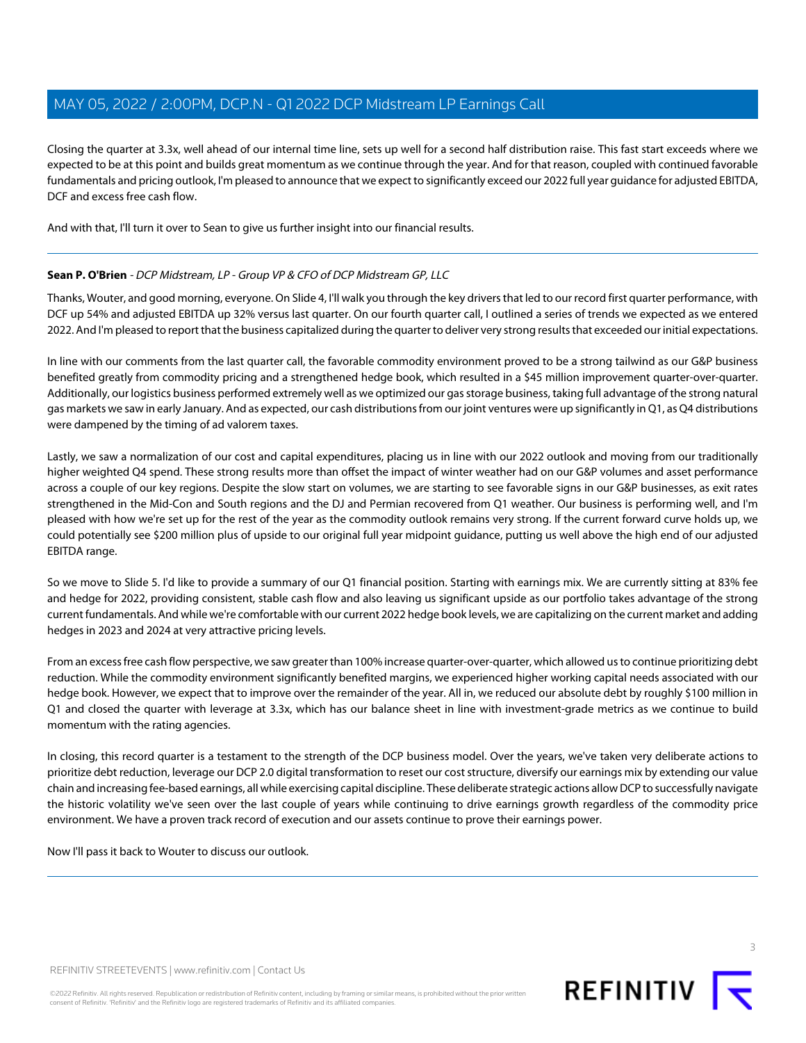Closing the quarter at 3.3x, well ahead of our internal time line, sets up well for a second half distribution raise. This fast start exceeds where we expected to be at this point and builds great momentum as we continue through the year. And for that reason, coupled with continued favorable fundamentals and pricing outlook, I'm pleased to announce that we expect to significantly exceed our 2022 full year guidance for adjusted EBITDA, DCF and excess free cash flow.

And with that, I'll turn it over to Sean to give us further insight into our financial results.

---

**Sean P. O'Brien** - *DCP Midstream, LP - Group VP & CFO of DCP Midstream GP, LLC*

Thanks, Wouter, and good morning, everyone. On Slide 4, I'll walk you through the key drivers that led to our record first quarter performance, with DCF up 54% and adjusted EBITDA up 32% versus last quarter. On our fourth quarter call, I outlined a series of trends we expected as we entered 2022. And I'm pleased to report that the business capitalized during the quarter to deliver very strong results that exceeded our initial expectations.

In line with our comments from the last quarter call, the favorable commodity environment proved to be a strong tailwind as our G&P business benefited greatly from commodity pricing and a strengthened hedge book, which resulted in a $45 million improvement quarter-over-quarter. Additionally, our logistics business performed extremely well as we optimized our gas storage business, taking full advantage of the strong natural gas markets we saw in early January. And as expected, our cash distributions from our joint ventures were up significantly in Q1, as Q4 distributions were dampened by the timing of ad valorem taxes.

Lastly, we saw a normalization of our cost and capital expenditures, placing us in line with our 2022 outlook and moving from our traditionally higher weighted Q4 spend. These strong results more than offset the impact of winter weather had on our G&P volumes and asset performance across a couple of our key regions. Despite the slow start on volumes, we are starting to see favorable signs in our G&P businesses, as exit rates strengthened in the Mid-Con and South regions and the DJ and Permian recovered from Q1 weather. Our business is performing well, and I'm pleased with how we're set up for the rest of the year as the commodity outlook remains very strong. If the current forward curve holds up, we could potentially see $200 million plus of upside to our original full year midpoint guidance, putting us well above the high end of our adjusted EBITDA range.

So we move to Slide 5. I'd like to provide a summary of our Q1 financial position. Starting with earnings mix. We are currently sitting at 83% fee and hedge for 2022, providing consistent, stable cash flow and also leaving us significant upside as our portfolio takes advantage of the strong current fundamentals. And while we're comfortable with our current 2022 hedge book levels, we are capitalizing on the current market and adding hedges in 2023 and 2024 at very attractive pricing levels.

From an excess free cash flow perspective, we saw greater than 100% increase quarter-over-quarter, which allowed us to continue prioritizing debt reduction. While the commodity environment significantly benefited margins, we experienced higher working capital needs associated with our hedge book. However, we expect that to improve over the remainder of the year. All in, we reduced our absolute debt by roughly $100 million in Q1 and closed the quarter with leverage at 3.3x, which has our balance sheet in line with investment-grade metrics as we continue to build momentum with the rating agencies.

In closing, this record quarter is a testament to the strength of the DCP business model. Over the years, we've taken very deliberate actions to prioritize debt reduction, leverage our DCP 2.0 digital transformation to reset our cost structure, diversify our earnings mix by extending our value chain and increasing fee-based earnings, all while exercising capital discipline. These deliberate strategic actions allow DCP to successfully navigate the historic volatility we've seen over the last couple of years while continuing to drive earnings growth regardless of the commodity price environment. We have a proven track record of execution and our assets continue to prove their earnings power.

Now I'll pass it back to Wouter to discuss our outlook.

---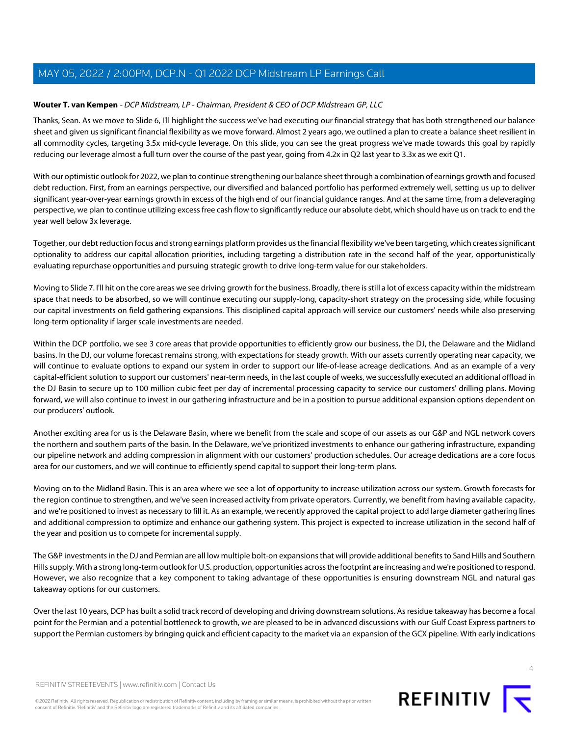**Wouter T. van Kempen** - *DCP Midstream, LP - Chairman, President & CEO of DCP Midstream GP, LLC*

Thanks, Sean. As we move to Slide 6, I'll highlight the success we've had executing our financial strategy that has both strengthened our balance sheet and given us significant financial flexibility as we move forward. Almost 2 years ago, we outlined a plan to create a balance sheet resilient in all commodity cycles, targeting 3.5x mid-cycle leverage. On this slide, you can see the great progress we've made towards this goal by rapidly reducing our leverage almost a full turn over the course of the past year, going from 4.2x in Q2 last year to 3.3x as we exit Q1.

With our optimistic outlook for 2022, we plan to continue strengthening our balance sheet through a combination of earnings growth and focused debt reduction. First, from an earnings perspective, our diversified and balanced portfolio has performed extremely well, setting us up to deliver significant year-over-year earnings growth in excess of the high end of our financial guidance ranges. And at the same time, from a deleveraging perspective, we plan to continue utilizing excess free cash flow to significantly reduce our absolute debt, which should have us on track to end the year well below 3x leverage.

Together, our debt reduction focus and strong earnings platform provides us the financial flexibility we've been targeting, which creates significant optionality to address our capital allocation priorities, including targeting a distribution rate in the second half of the year, opportunistically evaluating repurchase opportunities and pursuing strategic growth to drive long-term value for our stakeholders.

Moving to Slide 7. I'll hit on the core areas we see driving growth for the business. Broadly, there is still a lot of excess capacity within the midstream space that needs to be absorbed, so we will continue executing our supply-long, capacity-short strategy on the processing side, while focusing our capital investments on field gathering expansions. This disciplined capital approach will service our customers' needs while also preserving long-term optionality if larger scale investments are needed.

Within the DCP portfolio, we see 3 core areas that provide opportunities to efficiently grow our business, the DJ, the Delaware and the Midland basins. In the DJ, our volume forecast remains strong, with expectations for steady growth. With our assets currently operating near capacity, we will continue to evaluate options to expand our system in order to support our life-of-lease acreage dedications. And as an example of a very capital-efficient solution to support our customers' near-term needs, in the last couple of weeks, we successfully executed an additional offload in the DJ Basin to secure up to 100 million cubic feet per day of incremental processing capacity to service our customers' drilling plans. Moving forward, we will also continue to invest in our gathering infrastructure and be in a position to pursue additional expansion options dependent on our producers' outlook.

Another exciting area for us is the Delaware Basin, where we benefit from the scale and scope of our assets as our G&P and NGL network covers the northern and southern parts of the basin. In the Delaware, we've prioritized investments to enhance our gathering infrastructure, expanding our pipeline network and adding compression in alignment with our customers' production schedules. Our acreage dedications are a core focus area for our customers, and we will continue to efficiently spend capital to support their long-term plans.

Moving on to the Midland Basin. This is an area where we see a lot of opportunity to increase utilization across our system. Growth forecasts for the region continue to strengthen, and we've seen increased activity from private operators. Currently, we benefit from having available capacity, and we're positioned to invest as necessary to fill it. As an example, we recently approved the capital project to add large diameter gathering lines and additional compression to optimize and enhance our gathering system. This project is expected to increase utilization in the second half of the year and position us to compete for incremental supply.

The G&P investments in the DJ and Permian are all low multiple bolt-on expansions that will provide additional benefits to Sand Hills and Southern Hills supply. With a strong long-term outlook for U.S. production, opportunities across the footprint are increasing and we're positioned to respond. However, we also recognize that a key component to taking advantage of these opportunities is ensuring downstream NGL and natural gas takeaway options for our customers.

Over the last 10 years, DCP has built a solid track record of developing and driving downstream solutions. As residue takeaway has become a focal point for the Permian and a potential bottleneck to growth, we are pleased to be in advanced discussions with our Gulf Coast Express partners to support the Permian customers by bringing quick and efficient capacity to the market via an expansion of the GCX pipeline. With early indications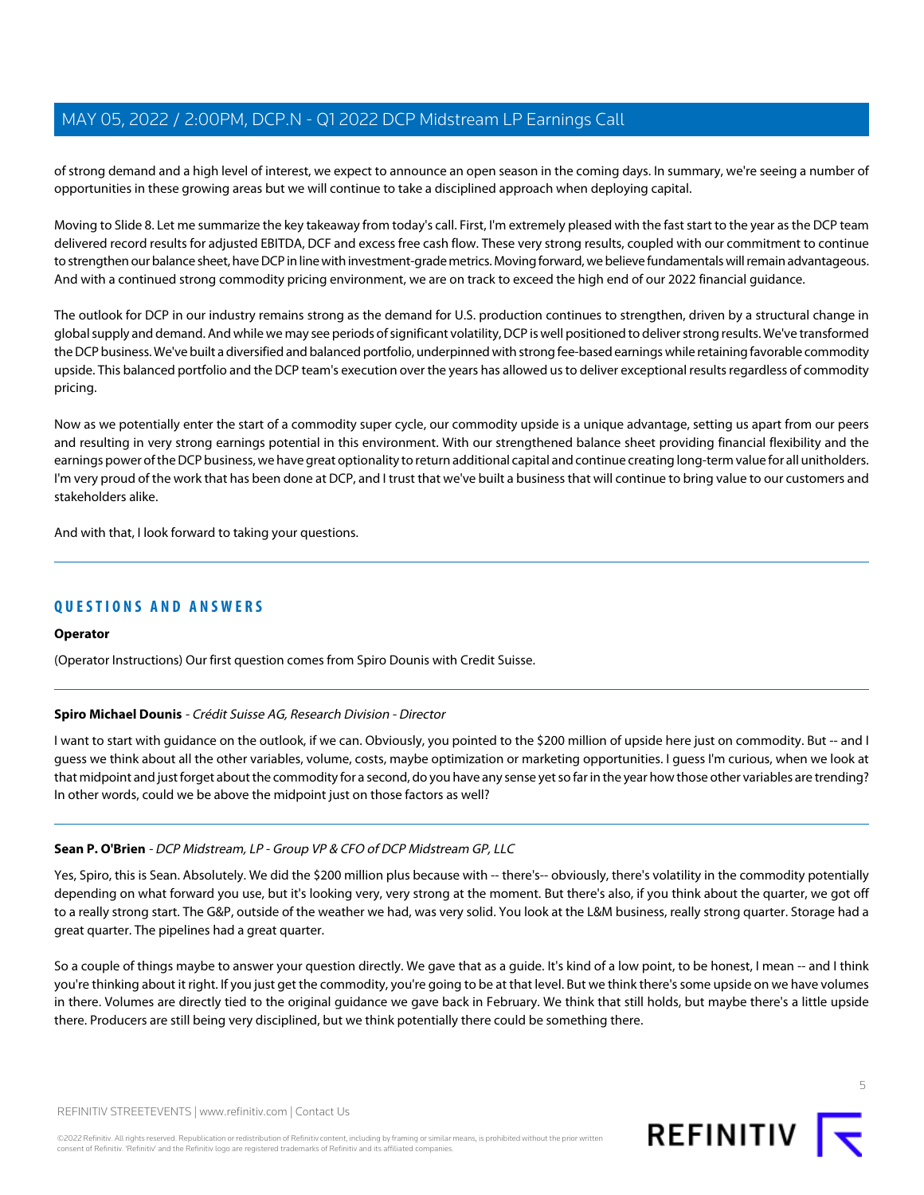of strong demand and a high level of interest, we expect to announce an open season in the coming days. In summary, we're seeing a number of opportunities in these growing areas but we will continue to take a disciplined approach when deploying capital.

Moving to Slide 8. Let me summarize the key takeaway from today's call. First, I'm extremely pleased with the fast start to the year as the DCP team delivered record results for adjusted EBITDA, DCF and excess free cash flow. These very strong results, coupled with our commitment to continue to strengthen our balance sheet, have DCP in line with investment-grade metrics. Moving forward, we believe fundamentals will remain advantageous. And with a continued strong commodity pricing environment, we are on track to exceed the high end of our 2022 financial guidance.

The outlook for DCP in our industry remains strong as the demand for U.S. production continues to strengthen, driven by a structural change in global supply and demand. And while we may see periods of significant volatility, DCP is well positioned to deliver strong results. We've transformed the DCP business. We've built a diversified and balanced portfolio, underpinned with strong fee-based earnings while retaining favorable commodity upside. This balanced portfolio and the DCP team's execution over the years has allowed us to deliver exceptional results regardless of commodity pricing.

Now as we potentially enter the start of a commodity super cycle, our commodity upside is a unique advantage, setting us apart from our peers and resulting in very strong earnings potential in this environment. With our strengthened balance sheet providing financial flexibility and the earnings power of the DCP business, we have great optionality to return additional capital and continue creating long-term value for all unitholders. I'm very proud of the work that has been done at DCP, and I trust that we've built a business that will continue to bring value to our customers and stakeholders alike.

And with that, I look forward to taking your questions.

---

## QUESTIONS AND ANSWERS

**Operator**

(Operator Instructions) Our first question comes from Spiro Dounis with Credit Suisse.

---

**Spiro Michael Dounis** - *Crédit Suisse AG, Research Division - Director*

I want to start with guidance on the outlook, if we can. Obviously, you pointed to the $200 million of upside here just on commodity. But -- and I guess we think about all the other variables, volume, costs, maybe optimization or marketing opportunities. I guess I'm curious, when we look at that midpoint and just forget about the commodity for a second, do you have any sense yet so far in the year how those other variables are trending? In other words, could we be above the midpoint just on those factors as well?

---

**Sean P. O'Brien** - *DCP Midstream, LP - Group VP & CFO of DCP Midstream GP, LLC*

Yes, Spiro, this is Sean. Absolutely. We did the $200 million plus because with -- there's-- obviously, there's volatility in the commodity potentially depending on what forward you use, but it's looking very, very strong at the moment. But there's also, if you think about the quarter, we got off to a really strong start. The G&P, outside of the weather we had, was very solid. You look at the L&M business, really strong quarter. Storage had a great quarter. The pipelines had a great quarter.

So a couple of things maybe to answer your question directly. We gave that as a guide. It's kind of a low point, to be honest, I mean -- and I think you're thinking about it right. If you just get the commodity, you're going to be at that level. But we think there's some upside on we have volumes in there. Volumes are directly tied to the original guidance we gave back in February. We think that still holds, but maybe there's a little upside there. Producers are still being very disciplined, but we think potentially there could be something there.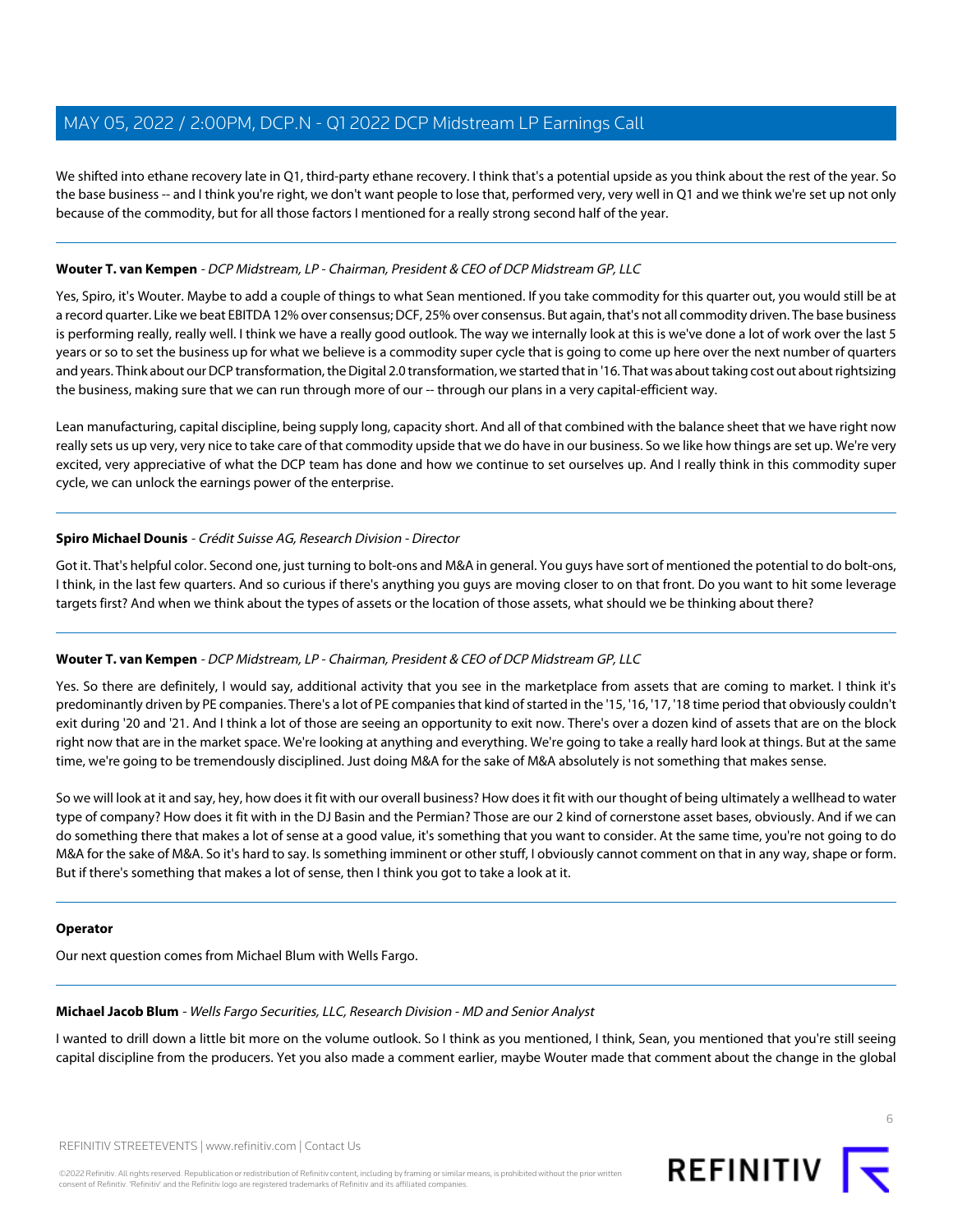We shifted into ethane recovery late in Q1, third-party ethane recovery. I think that's a potential upside as you think about the rest of the year. So the base business -- and I think you're right, we don't want people to lose that, performed very, very well in Q1 and we think we're set up not only because of the commodity, but for all those factors I mentioned for a really strong second half of the year.

---

**Wouter T. van Kempen** - *DCP Midstream, LP - Chairman, President & CEO of DCP Midstream GP, LLC*

Yes, Spiro, it's Wouter. Maybe to add a couple of things to what Sean mentioned. If you take commodity for this quarter out, you would still be at a record quarter. Like we beat EBITDA 12% over consensus; DCF, 25% over consensus. But again, that's not all commodity driven. The base business is performing really, really well. I think we have a really good outlook. The way we internally look at this is we've done a lot of work over the last 5 years or so to set the business up for what we believe is a commodity super cycle that is going to come up here over the next number of quarters and years. Think about our DCP transformation, the Digital 2.0 transformation, we started that in '16. That was about taking cost out about rightsizing the business, making sure that we can run through more of our -- through our plans in a very capital-efficient way.

Lean manufacturing, capital discipline, being supply long, capacity short. And all of that combined with the balance sheet that we have right now really sets us up very, very nice to take care of that commodity upside that we do have in our business. So we like how things are set up. We're very excited, very appreciative of what the DCP team has done and how we continue to set ourselves up. And I really think in this commodity super cycle, we can unlock the earnings power of the enterprise.

---

**Spiro Michael Dounis** - *Crédit Suisse AG, Research Division - Director*

Got it. That's helpful color. Second one, just turning to bolt-ons and M&A in general. You guys have sort of mentioned the potential to do bolt-ons, I think, in the last few quarters. And so curious if there's anything you guys are moving closer to on that front. Do you want to hit some leverage targets first? And when we think about the types of assets or the location of those assets, what should we be thinking about there?

---

**Wouter T. van Kempen** - *DCP Midstream, LP - Chairman, President & CEO of DCP Midstream GP, LLC*

Yes. So there are definitely, I would say, additional activity that you see in the marketplace from assets that are coming to market. I think it's predominantly driven by PE companies. There's a lot of PE companies that kind of started in the '15, '16, '17, '18 time period that obviously couldn't exit during '20 and '21. And I think a lot of those are seeing an opportunity to exit now. There's over a dozen kind of assets that are on the block right now that are in the market space. We're looking at anything and everything. We're going to take a really hard look at things. But at the same time, we're going to be tremendously disciplined. Just doing M&A for the sake of M&A absolutely is not something that makes sense.

So we will look at it and say, hey, how does it fit with our overall business? How does it fit with our thought of being ultimately a wellhead to water type of company? How does it fit with in the DJ Basin and the Permian? Those are our 2 kind of cornerstone asset bases, obviously. And if we can do something there that makes a lot of sense at a good value, it's something that you want to consider. At the same time, you're not going to do M&A for the sake of M&A. So it's hard to say. Is something imminent or other stuff, I obviously cannot comment on that in any way, shape or form. But if there's something that makes a lot of sense, then I think you got to take a look at it.

---

**Operator**

Our next question comes from Michael Blum with Wells Fargo.

---

**Michael Jacob Blum** - *Wells Fargo Securities, LLC, Research Division - MD and Senior Analyst*

I wanted to drill down a little bit more on the volume outlook. So I think as you mentioned, I think, Sean, you mentioned that you're still seeing capital discipline from the producers. Yet you also made a comment earlier, maybe Wouter made that comment about the change in the global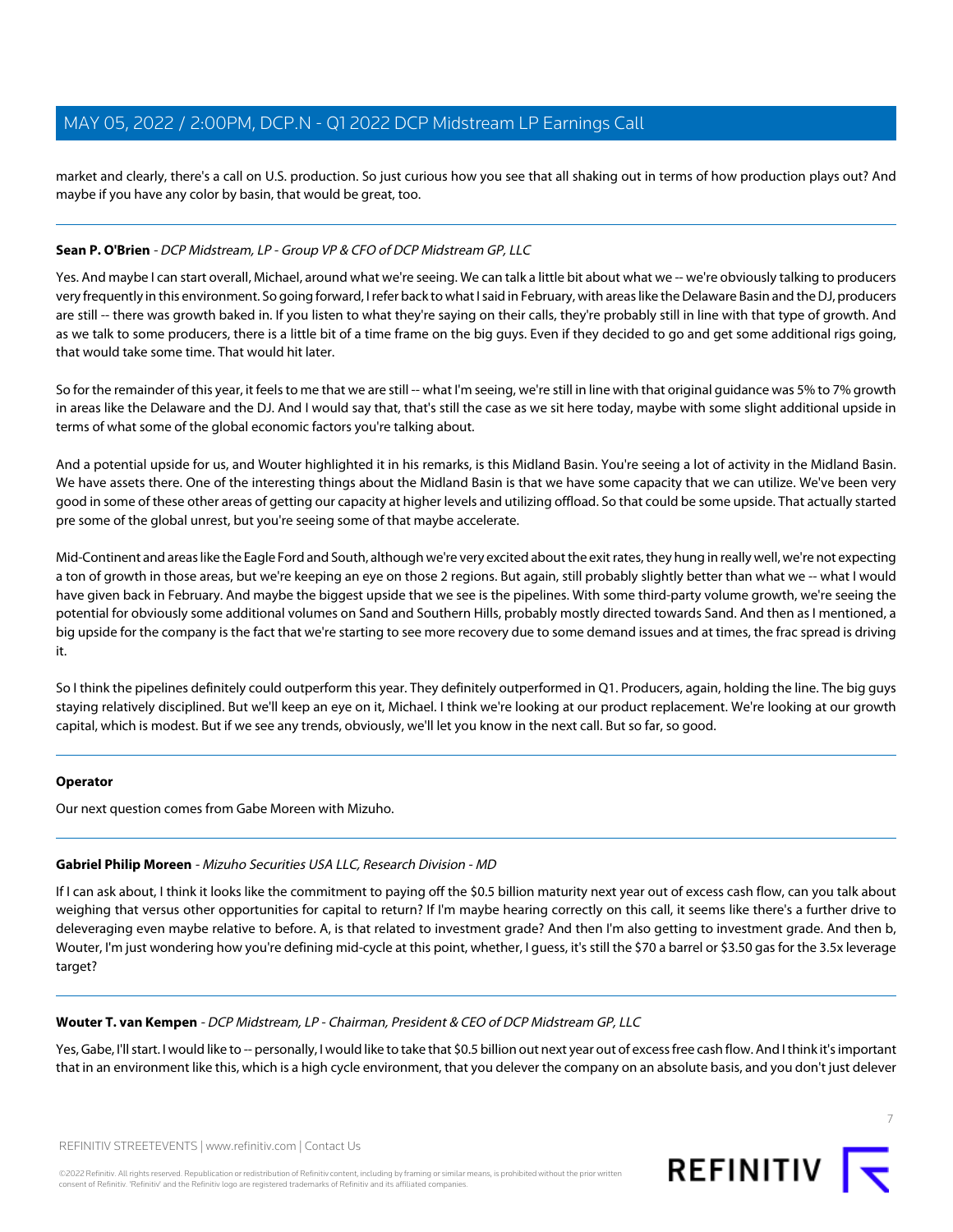market and clearly, there's a call on U.S. production. So just curious how you see that all shaking out in terms of how production plays out? And maybe if you have any color by basin, that would be great, too.

---

**Sean P. O'Brien** - *DCP Midstream, LP - Group VP & CFO of DCP Midstream GP, LLC*

Yes. And maybe I can start overall, Michael, around what we're seeing. We can talk a little bit about what we -- we're obviously talking to producers very frequently in this environment. So going forward, I refer back to what I said in February, with areas like the Delaware Basin and the DJ, producers are still -- there was growth baked in. If you listen to what they're saying on their calls, they're probably still in line with that type of growth. And as we talk to some producers, there is a little bit of a time frame on the big guys. Even if they decided to go and get some additional rigs going, that would take some time. That would hit later.

So for the remainder of this year, it feels to me that we are still -- what I'm seeing, we're still in line with that original guidance was 5% to 7% growth in areas like the Delaware and the DJ. And I would say that, that's still the case as we sit here today, maybe with some slight additional upside in terms of what some of the global economic factors you're talking about.

And a potential upside for us, and Wouter highlighted it in his remarks, is this Midland Basin. You're seeing a lot of activity in the Midland Basin. We have assets there. One of the interesting things about the Midland Basin is that we have some capacity that we can utilize. We've been very good in some of these other areas of getting our capacity at higher levels and utilizing offload. So that could be some upside. That actually started pre some of the global unrest, but you're seeing some of that maybe accelerate.

Mid-Continent and areas like the Eagle Ford and South, although we're very excited about the exit rates, they hung in really well, we're not expecting a ton of growth in those areas, but we're keeping an eye on those 2 regions. But again, still probably slightly better than what we -- what I would have given back in February. And maybe the biggest upside that we see is the pipelines. With some third-party volume growth, we're seeing the potential for obviously some additional volumes on Sand and Southern Hills, probably mostly directed towards Sand. And then as I mentioned, a big upside for the company is the fact that we're starting to see more recovery due to some demand issues and at times, the frac spread is driving it.

So I think the pipelines definitely could outperform this year. They definitely outperformed in Q1. Producers, again, holding the line. The big guys staying relatively disciplined. But we'll keep an eye on it, Michael. I think we're looking at our product replacement. We're looking at our growth capital, which is modest. But if we see any trends, obviously, we'll let you know in the next call. But so far, so good.

---

**Operator**

Our next question comes from Gabe Moreen with Mizuho.

---

**Gabriel Philip Moreen** - *Mizuho Securities USA LLC, Research Division - MD*

If I can ask about, I think it looks like the commitment to paying off the $0.5 billion maturity next year out of excess cash flow, can you talk about weighing that versus other opportunities for capital to return? If I'm maybe hearing correctly on this call, it seems like there's a further drive to deleveraging even maybe relative to before. A, is that related to investment grade? And then I'm also getting to investment grade. And then b, Wouter, I'm just wondering how you're defining mid-cycle at this point, whether, I guess, it's still the $70 a barrel or $3.50 gas for the 3.5x leverage target?

---

**Wouter T. van Kempen** - *DCP Midstream, LP - Chairman, President & CEO of DCP Midstream GP, LLC*

Yes, Gabe, I'll start. I would like to -- personally, I would like to take that $0.5 billion out next year out of excess free cash flow. And I think it's important that in an environment like this, which is a high cycle environment, that you delever the company on an absolute basis, and you don't just delever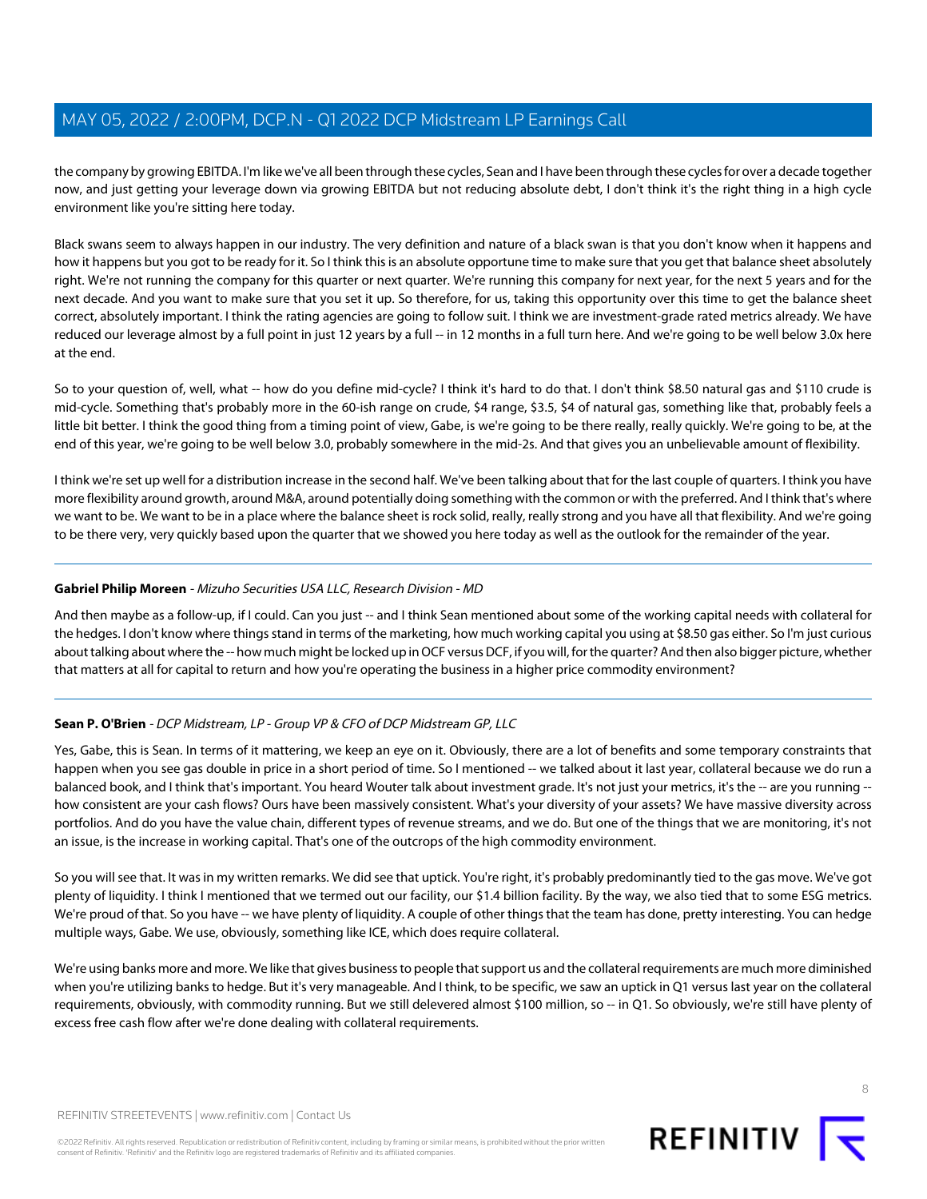the company by growing EBITDA. I'm like we've all been through these cycles, Sean and I have been through these cycles for over a decade together now, and just getting your leverage down via growing EBITDA but not reducing absolute debt, I don't think it's the right thing in a high cycle environment like you're sitting here today.

Black swans seem to always happen in our industry. The very definition and nature of a black swan is that you don't know when it happens and how it happens but you got to be ready for it. So I think this is an absolute opportune time to make sure that you get that balance sheet absolutely right. We're not running the company for this quarter or next quarter. We're running this company for next year, for the next 5 years and for the next decade. And you want to make sure that you set it up. So therefore, for us, taking this opportunity over this time to get the balance sheet correct, absolutely important. I think the rating agencies are going to follow suit. I think we are investment-grade rated metrics already. We have reduced our leverage almost by a full point in just 12 years by a full -- in 12 months in a full turn here. And we're going to be well below 3.0x here at the end.

So to your question of, well, what -- how do you define mid-cycle? I think it's hard to do that. I don't think $8.50 natural gas and $110 crude is mid-cycle. Something that's probably more in the 60-ish range on crude, $4 range, $3.5, $4 of natural gas, something like that, probably feels a little bit better. I think the good thing from a timing point of view, Gabe, is we're going to be there really, really quickly. We're going to be, at the end of this year, we're going to be well below 3.0, probably somewhere in the mid-2s. And that gives you an unbelievable amount of flexibility.

I think we're set up well for a distribution increase in the second half. We've been talking about that for the last couple of quarters. I think you have more flexibility around growth, around M&A, around potentially doing something with the common or with the preferred. And I think that's where we want to be. We want to be in a place where the balance sheet is rock solid, really, really strong and you have all that flexibility. And we're going to be there very, very quickly based upon the quarter that we showed you here today as well as the outlook for the remainder of the year.

---

**Gabriel Philip Moreen** - *Mizuho Securities USA LLC, Research Division - MD*

And then maybe as a follow-up, if I could. Can you just -- and I think Sean mentioned about some of the working capital needs with collateral for the hedges. I don't know where things stand in terms of the marketing, how much working capital you using at $8.50 gas either. So I'm just curious about talking about where the -- how much might be locked up in OCF versus DCF, if you will, for the quarter? And then also bigger picture, whether that matters at all for capital to return and how you're operating the business in a higher price commodity environment?

---

**Sean P. O'Brien** - *DCP Midstream, LP - Group VP & CFO of DCP Midstream GP, LLC*

Yes, Gabe, this is Sean. In terms of it mattering, we keep an eye on it. Obviously, there are a lot of benefits and some temporary constraints that happen when you see gas double in price in a short period of time. So I mentioned -- we talked about it last year, collateral because we do run a balanced book, and I think that's important. You heard Wouter talk about investment grade. It's not just your metrics, it's the -- are you running -- how consistent are your cash flows? Ours have been massively consistent. What's your diversity of your assets? We have massive diversity across portfolios. And do you have the value chain, different types of revenue streams, and we do. But one of the things that we are monitoring, it's not an issue, is the increase in working capital. That's one of the outcrops of the high commodity environment.

So you will see that. It was in my written remarks. We did see that uptick. You're right, it's probably predominantly tied to the gas move. We've got plenty of liquidity. I think I mentioned that we termed out our facility, our $1.4 billion facility. By the way, we also tied that to some ESG metrics. We're proud of that. So you have -- we have plenty of liquidity. A couple of other things that the team has done, pretty interesting. You can hedge multiple ways, Gabe. We use, obviously, something like ICE, which does require collateral.

We're using banks more and more. We like that gives business to people that support us and the collateral requirements are much more diminished when you're utilizing banks to hedge. But it's very manageable. And I think, to be specific, we saw an uptick in Q1 versus last year on the collateral requirements, obviously, with commodity running. But we still delevered almost $100 million, so -- in Q1. So obviously, we're still have plenty of excess free cash flow after we're done dealing with collateral requirements.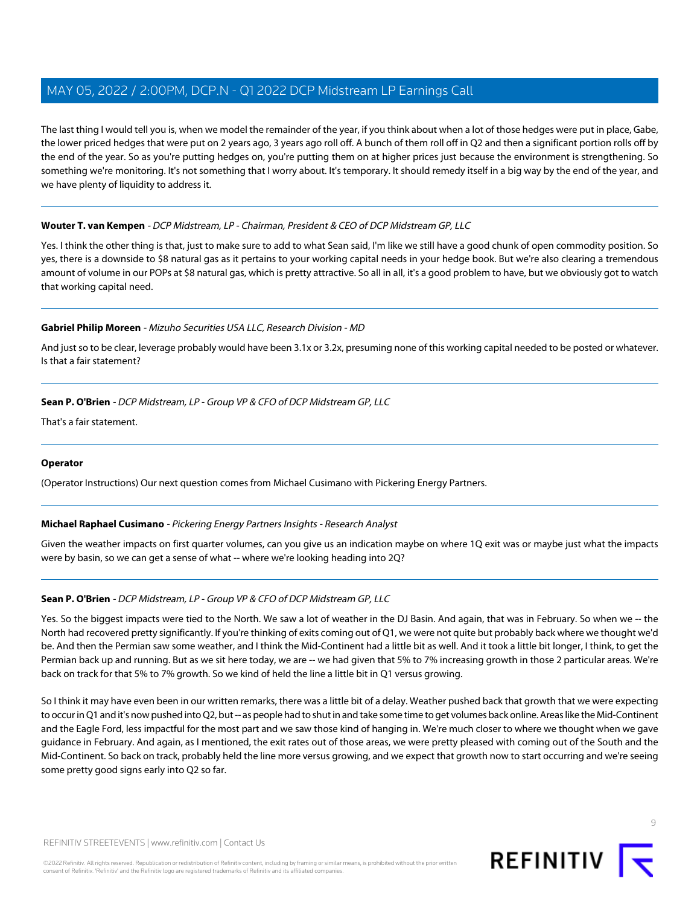The last thing I would tell you is, when we model the remainder of the year, if you think about when a lot of those hedges were put in place, Gabe, the lower priced hedges that were put on 2 years ago, 3 years ago roll off. A bunch of them roll off in Q2 and then a significant portion rolls off by the end of the year. So as you're putting hedges on, you're putting them on at higher prices just because the environment is strengthening. So something we're monitoring. It's not something that I worry about. It's temporary. It should remedy itself in a big way by the end of the year, and we have plenty of liquidity to address it.

**Wouter T. van Kempen** - *DCP Midstream, LP - Chairman, President & CEO of DCP Midstream GP, LLC*

Yes. I think the other thing is that, just to make sure to add to what Sean said, I'm like we still have a good chunk of open commodity position. So yes, there is a downside to $8 natural gas as it pertains to your working capital needs in your hedge book. But we're also clearing a tremendous amount of volume in our POPs at $8 natural gas, which is pretty attractive. So all in all, it's a good problem to have, but we obviously got to watch that working capital need.

**Gabriel Philip Moreen** - *Mizuho Securities USA LLC, Research Division - MD*

And just so to be clear, leverage probably would have been 3.1x or 3.2x, presuming none of this working capital needed to be posted or whatever. Is that a fair statement?

**Sean P. O'Brien** - *DCP Midstream, LP - Group VP & CFO of DCP Midstream GP, LLC*

That's a fair statement.

**Operator**

(Operator Instructions) Our next question comes from Michael Cusimano with Pickering Energy Partners.

**Michael Raphael Cusimano** - *Pickering Energy Partners Insights - Research Analyst*

Given the weather impacts on first quarter volumes, can you give us an indication maybe on where 1Q exit was or maybe just what the impacts were by basin, so we can get a sense of what -- where we're looking heading into 2Q?

**Sean P. O'Brien** - *DCP Midstream, LP - Group VP & CFO of DCP Midstream GP, LLC*

Yes. So the biggest impacts were tied to the North. We saw a lot of weather in the DJ Basin. And again, that was in February. So when we -- the North had recovered pretty significantly. If you're thinking of exits coming out of Q1, we were not quite but probably back where we thought we'd be. And then the Permian saw some weather, and I think the Mid-Continent had a little bit as well. And it took a little bit longer, I think, to get the Permian back up and running. But as we sit here today, we are -- we had given that 5% to 7% increasing growth in those 2 particular areas. We're back on track for that 5% to 7% growth. So we kind of held the line a little bit in Q1 versus growing.

So I think it may have even been in our written remarks, there was a little bit of a delay. Weather pushed back that growth that we were expecting to occur in Q1 and it's now pushed into Q2, but -- as people had to shut in and take some time to get volumes back online. Areas like the Mid-Continent and the Eagle Ford, less impactful for the most part and we saw those kind of hanging in. We're much closer to where we thought when we gave guidance in February. And again, as I mentioned, the exit rates out of those areas, we were pretty pleased with coming out of the South and the Mid-Continent. So back on track, probably held the line more versus growing, and we expect that growth now to start occurring and we're seeing some pretty good signs early into Q2 so far.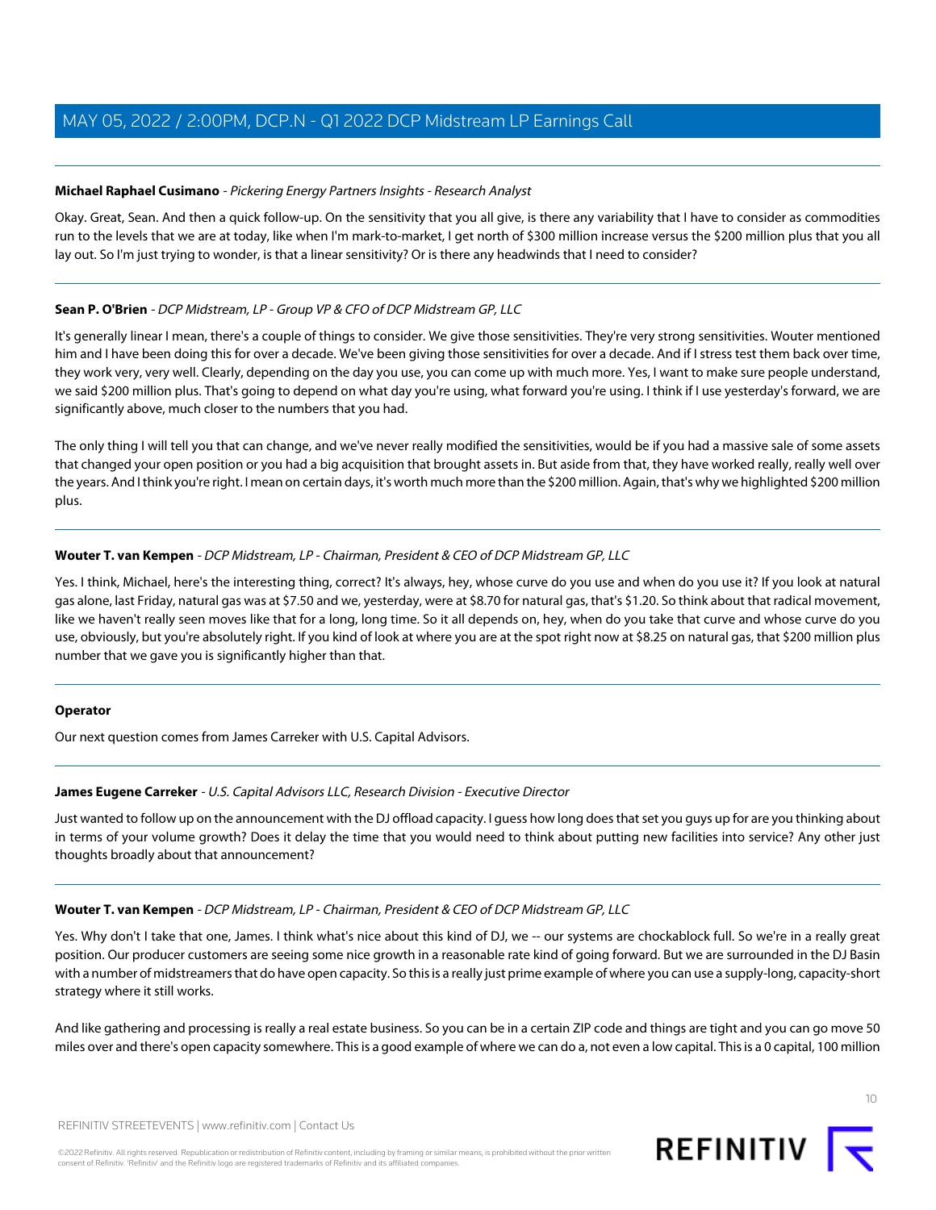**Michael Raphael Cusimano** - *Pickering Energy Partners Insights - Research Analyst*

Okay. Great, Sean. And then a quick follow-up. On the sensitivity that you all give, is there any variability that I have to consider as commodities run to the levels that we are at today, like when I'm mark-to-market, I get north of $300 million increase versus the $200 million plus that you all lay out. So I'm just trying to wonder, is that a linear sensitivity? Or is there any headwinds that I need to consider?

---

**Sean P. O'Brien** - *DCP Midstream, LP - Group VP & CFO of DCP Midstream GP, LLC*

It's generally linear I mean, there's a couple of things to consider. We give those sensitivities. They're very strong sensitivities. Wouter mentioned him and I have been doing this for over a decade. We've been giving those sensitivities for over a decade. And if I stress test them back over time, they work very, very well. Clearly, depending on the day you use, you can come up with much more. Yes, I want to make sure people understand, we said $200 million plus. That's going to depend on what day you're using, what forward you're using. I think if I use yesterday's forward, we are significantly above, much closer to the numbers that you had.

The only thing I will tell you that can change, and we've never really modified the sensitivities, would be if you had a massive sale of some assets that changed your open position or you had a big acquisition that brought assets in. But aside from that, they have worked really, really well over the years. And I think you're right. I mean on certain days, it's worth much more than the $200 million. Again, that's why we highlighted $200 million plus.

---

**Wouter T. van Kempen** - *DCP Midstream, LP - Chairman, President & CEO of DCP Midstream GP, LLC*

Yes. I think, Michael, here's the interesting thing, correct? It's always, hey, whose curve do you use and when do you use it? If you look at natural gas alone, last Friday, natural gas was at $7.50 and we, yesterday, were at $8.70 for natural gas, that's $1.20. So think about that radical movement, like we haven't really seen moves like that for a long, long time. So it all depends on, hey, when do you take that curve and whose curve do you use, obviously, but you're absolutely right. If you kind of look at where you are at the spot right now at $8.25 on natural gas, that $200 million plus number that we gave you is significantly higher than that.

---

**Operator**

Our next question comes from James Carreker with U.S. Capital Advisors.

---

**James Eugene Carreker** - *U.S. Capital Advisors LLC, Research Division - Executive Director*

Just wanted to follow up on the announcement with the DJ offload capacity. I guess how long does that set you guys up for are you thinking about in terms of your volume growth? Does it delay the time that you would need to think about putting new facilities into service? Any other just thoughts broadly about that announcement?

---

**Wouter T. van Kempen** - *DCP Midstream, LP - Chairman, President & CEO of DCP Midstream GP, LLC*

Yes. Why don't I take that one, James. I think what's nice about this kind of DJ, we -- our systems are chockablock full. So we're in a really great position. Our producer customers are seeing some nice growth in a reasonable rate kind of going forward. But we are surrounded in the DJ Basin with a number of midstreamers that do have open capacity. So this is a really just prime example of where you can use a supply-long, capacity-short strategy where it still works.

And like gathering and processing is really a real estate business. So you can be in a certain ZIP code and things are tight and you can go move 50 miles over and there's open capacity somewhere. This is a good example of where we can do a, not even a low capital. This is a 0 capital, 100 million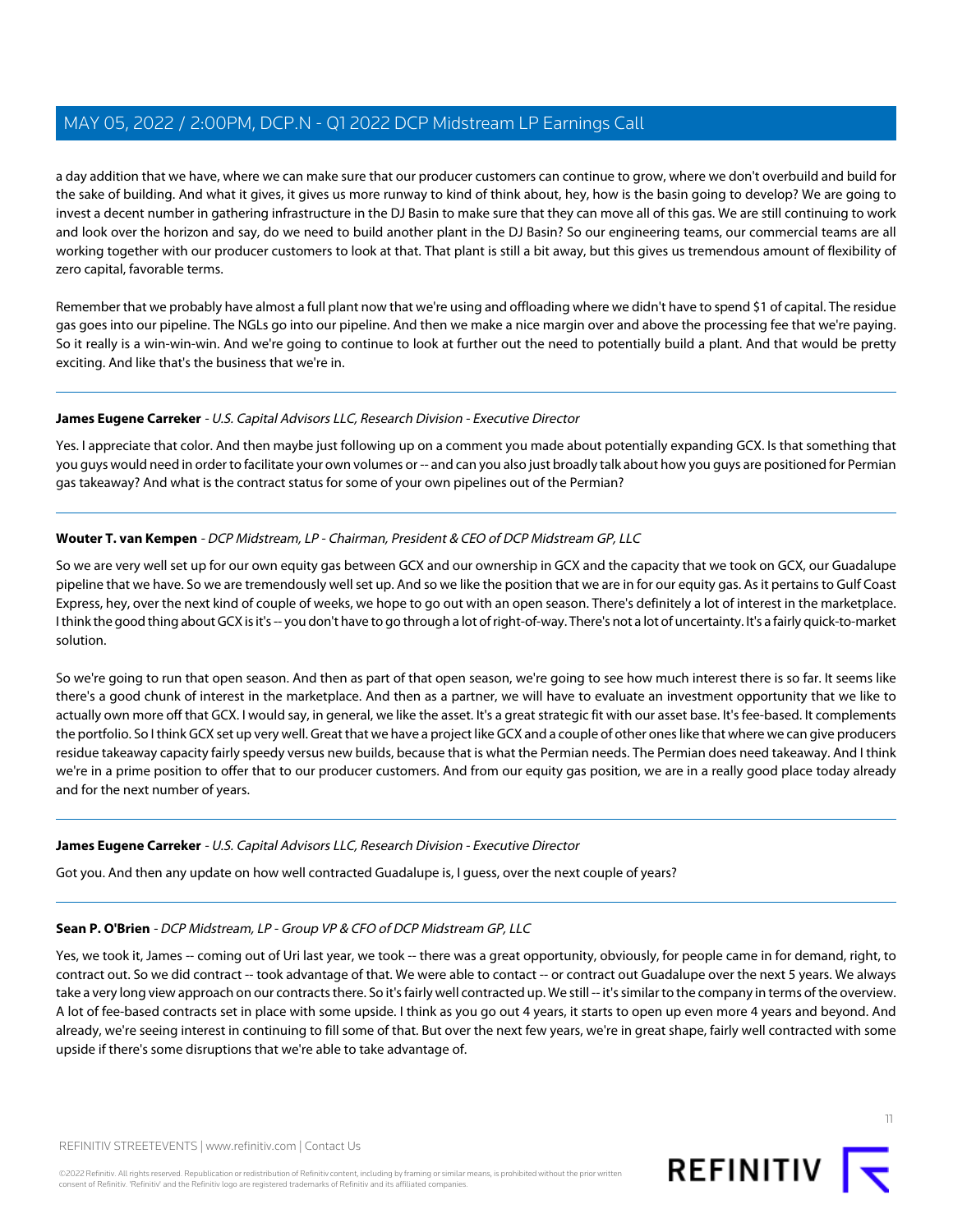a day addition that we have, where we can make sure that our producer customers can continue to grow, where we don't overbuild and build for the sake of building. And what it gives, it gives us more runway to kind of think about, hey, how is the basin going to develop? We are going to invest a decent number in gathering infrastructure in the DJ Basin to make sure that they can move all of this gas. We are still continuing to work and look over the horizon and say, do we need to build another plant in the DJ Basin? So our engineering teams, our commercial teams are all working together with our producer customers to look at that. That plant is still a bit away, but this gives us tremendous amount of flexibility of zero capital, favorable terms.

Remember that we probably have almost a full plant now that we're using and offloading where we didn't have to spend $1 of capital. The residue gas goes into our pipeline. The NGLs go into our pipeline. And then we make a nice margin over and above the processing fee that we're paying. So it really is a win-win-win. And we're going to continue to look at further out the need to potentially build a plant. And that would be pretty exciting. And like that's the business that we're in.

---

**James Eugene Carreker** - *U.S. Capital Advisors LLC, Research Division - Executive Director*

Yes. I appreciate that color. And then maybe just following up on a comment you made about potentially expanding GCX. Is that something that you guys would need in order to facilitate your own volumes or -- and can you also just broadly talk about how you guys are positioned for Permian gas takeaway? And what is the contract status for some of your own pipelines out of the Permian?

---

**Wouter T. van Kempen** - *DCP Midstream, LP - Chairman, President & CEO of DCP Midstream GP, LLC*

So we are very well set up for our own equity gas between GCX and our ownership in GCX and the capacity that we took on GCX, our Guadalupe pipeline that we have. So we are tremendously well set up. And so we like the position that we are in for our equity gas. As it pertains to Gulf Coast Express, hey, over the next kind of couple of weeks, we hope to go out with an open season. There's definitely a lot of interest in the marketplace. I think the good thing about GCX is it's -- you don't have to go through a lot of right-of-way. There's not a lot of uncertainty. It's a fairly quick-to-market solution.

So we're going to run that open season. And then as part of that open season, we're going to see how much interest there is so far. It seems like there's a good chunk of interest in the marketplace. And then as a partner, we will have to evaluate an investment opportunity that we like to actually own more off that GCX. I would say, in general, we like the asset. It's a great strategic fit with our asset base. It's fee-based. It complements the portfolio. So I think GCX set up very well. Great that we have a project like GCX and a couple of other ones like that where we can give producers residue takeaway capacity fairly speedy versus new builds, because that is what the Permian needs. The Permian does need takeaway. And I think we're in a prime position to offer that to our producer customers. And from our equity gas position, we are in a really good place today already and for the next number of years.

---

**James Eugene Carreker** - *U.S. Capital Advisors LLC, Research Division - Executive Director*

Got you. And then any update on how well contracted Guadalupe is, I guess, over the next couple of years?

---

**Sean P. O'Brien** - *DCP Midstream, LP - Group VP & CFO of DCP Midstream GP, LLC*

Yes, we took it, James -- coming out of Uri last year, we took -- there was a great opportunity, obviously, for people came in for demand, right, to contract out. So we did contract -- took advantage of that. We were able to contact -- or contract out Guadalupe over the next 5 years. We always take a very long view approach on our contracts there. So it's fairly well contracted up. We still -- it's similar to the company in terms of the overview. A lot of fee-based contracts set in place with some upside. I think as you go out 4 years, it starts to open up even more 4 years and beyond. And already, we're seeing interest in continuing to fill some of that. But over the next few years, we're in great shape, fairly well contracted with some upside if there's some disruptions that we're able to take advantage of.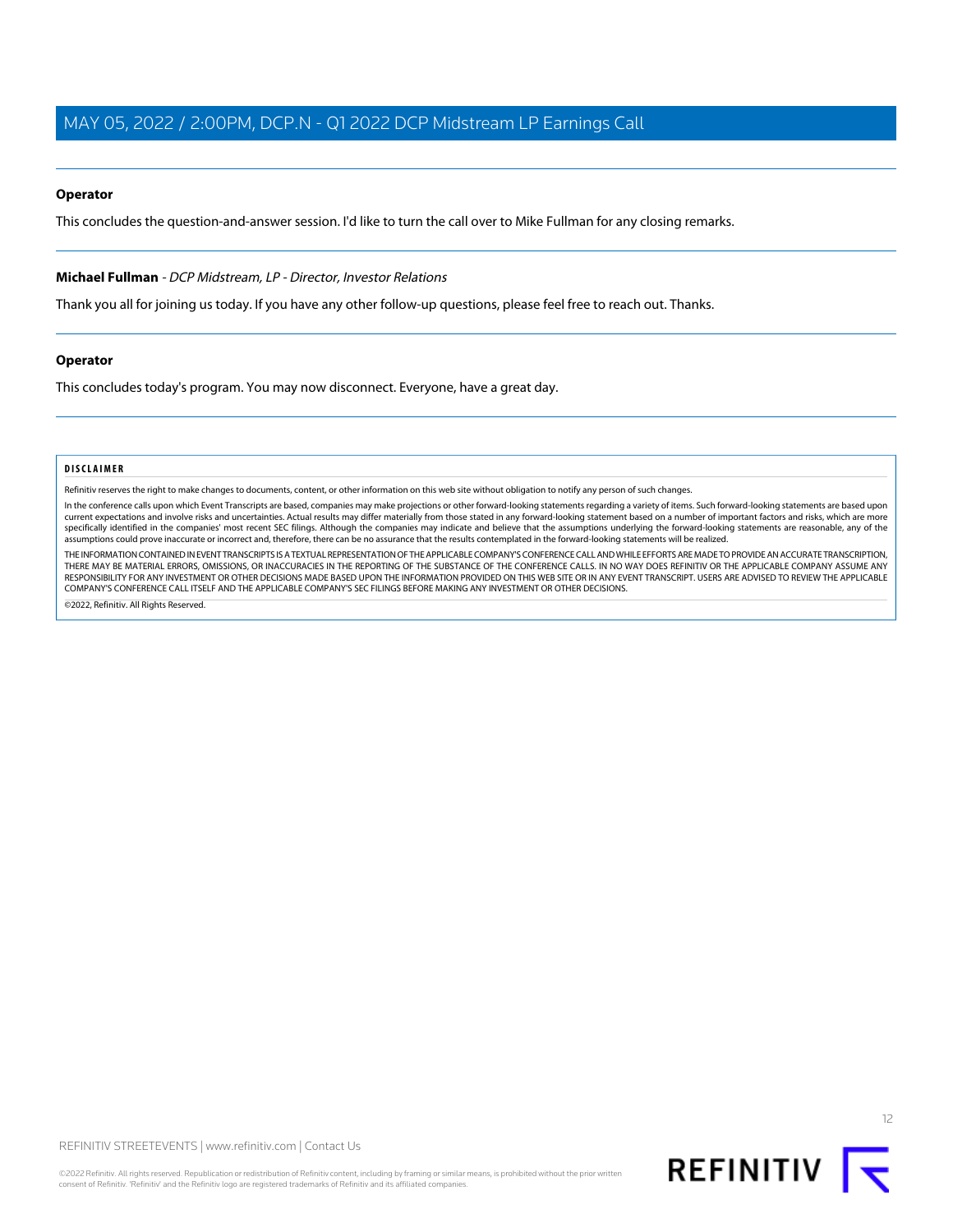**Operator**

This concludes the question-and-answer session. I'd like to turn the call over to Mike Fullman for any closing remarks.

---

**Michael Fullman** - *DCP Midstream, LP - Director, Investor Relations*

Thank you all for joining us today. If you have any other follow-up questions, please feel free to reach out. Thanks.

---

**Operator**

This concludes today's program. You may now disconnect. Everyone, have a great day.

---

**DISCLAIMER**

Refinitiv reserves the right to make changes to documents, content, or other information on this web site without obligation to notify any person of such changes.

In the conference calls upon which Event Transcripts are based, companies may make projections or other forward-looking statements regarding a variety of items. Such forward-looking statements are based upon current expectations and involve risks and uncertainties. Actual results may differ materially from those stated in any forward-looking statement based on a number of important factors and risks, which are more specifically identified in the companies' most recent SEC filings. Although the companies may indicate and believe that the assumptions underlying the forward-looking statements are reasonable, any of the assumptions could prove inaccurate or incorrect and, therefore, there can be no assurance that the results contemplated in the forward-looking statements will be realized.

THE INFORMATION CONTAINED IN EVENT TRANSCRIPTS IS A TEXTUAL REPRESENTATION OF THE APPLICABLE COMPANY'S CONFERENCE CALL AND WHILE EFFORTS ARE MADE TO PROVIDE AN ACCURATE TRANSCRIPTION, THERE MAY BE MATERIAL ERRORS, OMISSIONS, OR INACCURACIES IN THE REPORTING OF THE SUBSTANCE OF THE CONFERENCE CALLS. IN NO WAY DOES REFINITIV OR THE APPLICABLE COMPANY ASSUME ANY RESPONSIBILITY FOR ANY INVESTMENT OR OTHER DECISIONS MADE BASED UPON THE INFORMATION PROVIDED ON THIS WEB SITE OR IN ANY EVENT TRANSCRIPT. USERS ARE ADVISED TO REVIEW THE APPLICABLE COMPANY'S CONFERENCE CALL ITSELF AND THE APPLICABLE COMPANY'S SEC FILINGS BEFORE MAKING ANY INVESTMENT OR OTHER DECISIONS.

©2022, Refinitiv. All Rights Reserved.